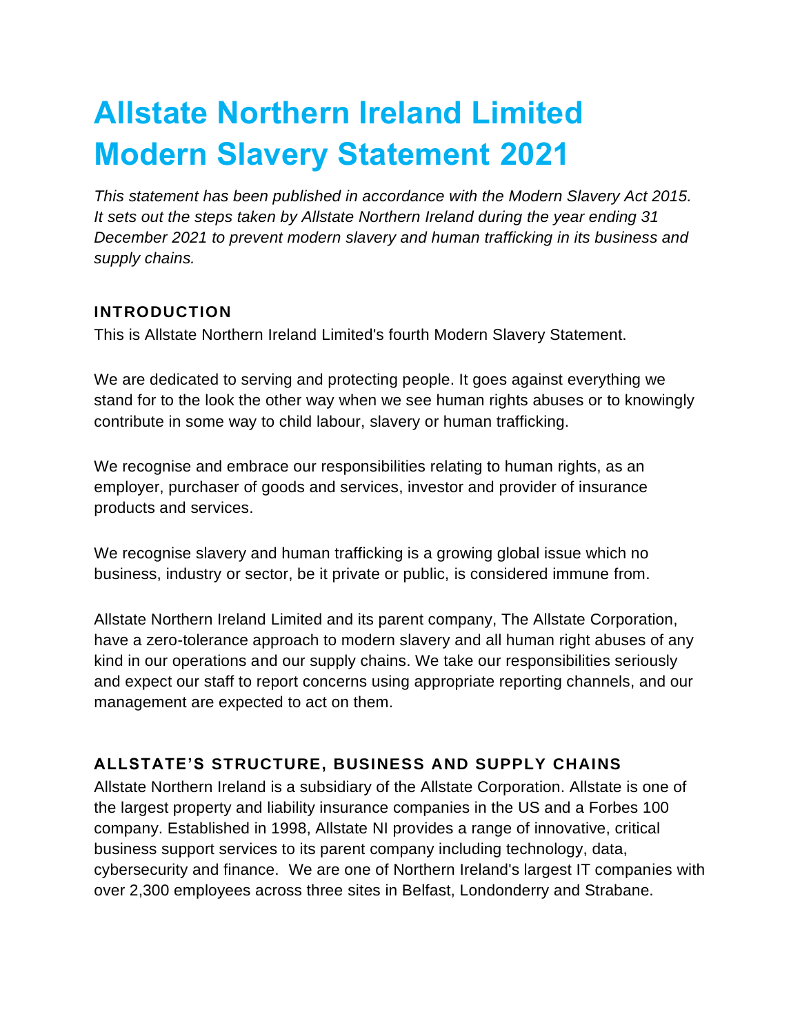# Allstate Northern Ireland Limited Modern Slavery Statement 2021

*This statement has been published in accordance with the Modern Slavery Act 2015. It sets out the steps taken by Allstate Northern Ireland during the year ending 31 December 2021 to prevent modern slavery and human trafficking in its business and supply chains.*

## INTRODUCTION

This is Allstate Northern Ireland Limited's fourth Modern Slavery Statement.

We are dedicated to serving and protecting people. It goes against everything we stand for to the look the other way when we see human rights abuses or to knowingly contribute in some way to child labour, slavery or human trafficking.

We recognise and embrace our responsibilities relating to human rights, as an employer, purchaser of goods and services, investor and provider of insurance products and services.

We recognise slavery and human trafficking is a growing global issue which no business, industry or sector, be it private or public, is considered immune from.

Allstate Northern Ireland Limited and its parent company, The Allstate Corporation, have a zero-tolerance approach to modern slavery and all human right abuses of any kind in our operations and our supply chains. We take our responsibilities seriously and expect our staff to report concerns using appropriate reporting channels, and our management are expected to act on them.

## ALLSTATE'S STRUCTURE, BUSINESS AND SUPPLY CHAINS

Allstate Northern Ireland is a subsidiary of the Allstate Corporation. Allstate is one of the largest property and liability insurance companies in the US and a Forbes 100 company. Established in 1998, Allstate NI provides a range of innovative, critical business support services to its parent company including technology, data, cybersecurity and finance. We are one of Northern Ireland's largest IT companies with over 2,300 employees across three sites in Belfast, Londonderry and Strabane.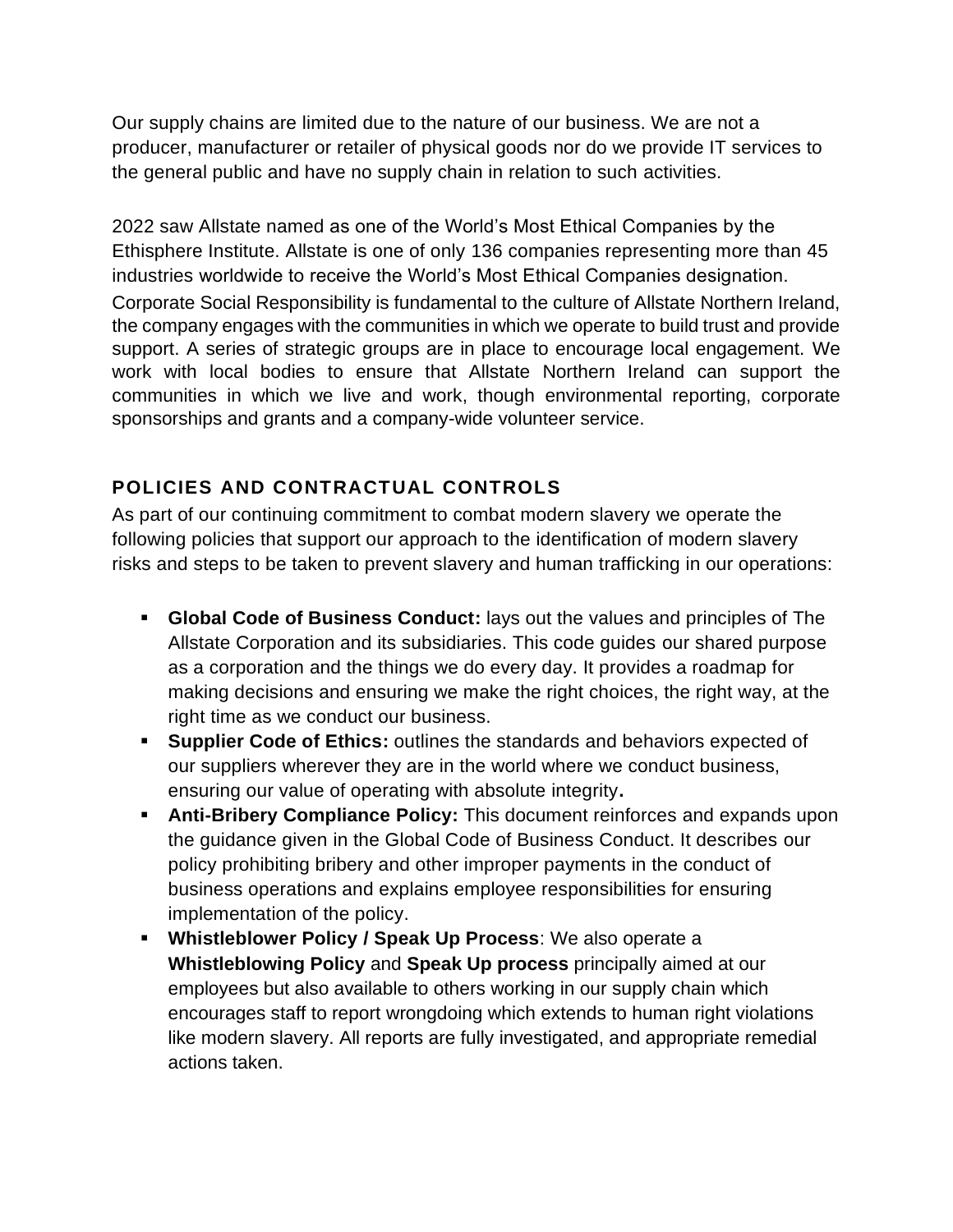Our supply chains are limited due to the nature of our business. We are not a producer, manufacturer or retailer of physical goods nor do we provide IT services to the general public and have no supply chain in relation to such activities.

2022 saw Allstate named as one of the World's Most Ethical Companies by the Ethisphere Institute. Allstate is one of only 136 companies representing more than 45 industries worldwide to receive the World's Most Ethical Companies designation.

Corporate Social Responsibility is fundamental to the culture of Allstate Northern Ireland, the company engages with the communities in which we operate to build trust and provide support. A series of strategic groups are in place to encourage local engagement. We work with local bodies to ensure that Allstate Northern Ireland can support the communities in which we live and work, though environmental reporting, corporate sponsorships and grants and a company-wide volunteer service.

## POLICIES AND CONTRACTUAL CONTROLS

As part of our continuing commitment to combat modern slavery we operate the following policies that support our approach to the identification of modern slavery risks and steps to be taken to prevent slavery and human trafficking in our operations:

- **Global Code of Business Conduct:** lays out the values and principles of The Allstate Corporation and its subsidiaries. This code guides our shared purpose as a corporation and the things we do every day. It provides a roadmap for making decisions and ensuring we make the right choices, the right way, at the right time as we conduct our business.
- **Supplier Code of Ethics:** outlines the standards and behaviors expected of our suppliers wherever they are in the world where we conduct business, ensuring our value of operating with absolute integrity**.**
- **Anti-Bribery Compliance Policy:** This document reinforces and expands upon the guidance given in the Global Code of Business Conduct. It describes our policy prohibiting bribery and other improper payments in the conduct of business operations and explains employee responsibilities for ensuring implementation of the policy.
- **Whistleblower Policy / Speak Up Process**: We also operate a **Whistleblowing Policy** and **Speak Up process** principally aimed at our employees but also available to others working in our supply chain which encourages staff to report wrongdoing which extends to human right violations like modern slavery. All reports are fully investigated, and appropriate remedial actions taken.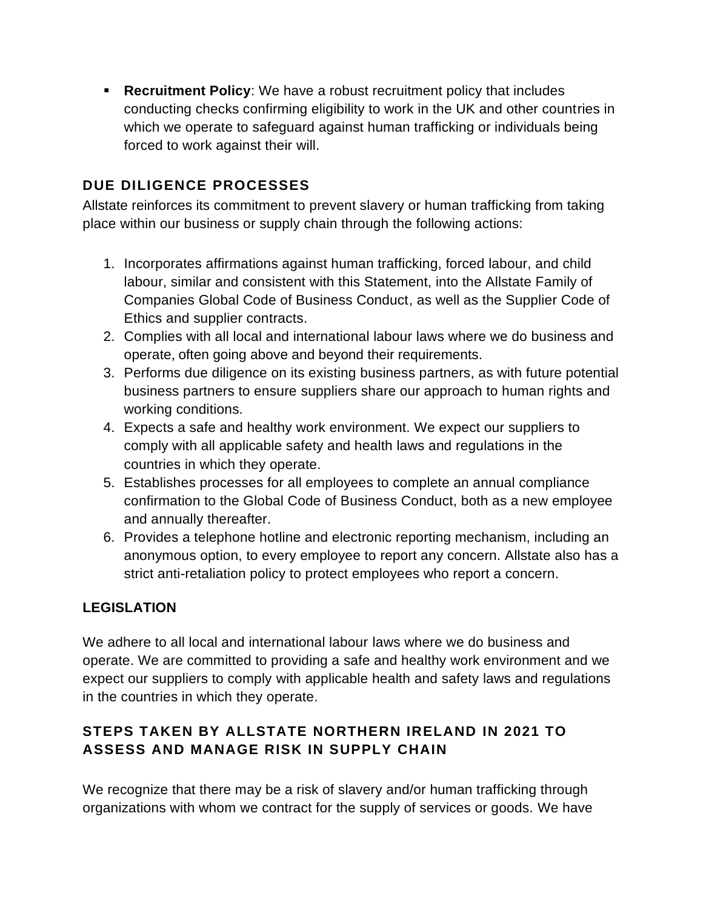- **Recruitment Policy**: We have a robust recruitment policy that includes conducting checks confirming eligibility to work in the UK and other countries in which we operate to safeguard against human trafficking or individuals being forced to work against their will.

## DUE DILIGENCE PROCESSES

Allstate reinforces its commitment to prevent slavery or human trafficking from taking place within our business or supply chain through the following actions:

1. Incorporates affirmations against human trafficking, forced labour, and child labour, similar and consistent with this Statement, into the Allstate Family of Companies Global Code of Business Conduct, as well as the Supplier Code of Ethics and supplier contracts.
2. Complies with all local and international labour laws where we do business and operate, often going above and beyond their requirements.
3. Performs due diligence on its existing business partners, as with future potential business partners to ensure suppliers share our approach to human rights and working conditions.
4. Expects a safe and healthy work environment. We expect our suppliers to comply with all applicable safety and health laws and regulations in the countries in which they operate.
5. Establishes processes for all employees to complete an annual compliance confirmation to the Global Code of Business Conduct, both as a new employee and annually thereafter.
6. Provides a telephone hotline and electronic reporting mechanism, including an anonymous option, to every employee to report any concern. Allstate also has a strict anti-retaliation policy to protect employees who report a concern.

## LEGISLATION

We adhere to all local and international labour laws where we do business and operate. We are committed to providing a safe and healthy work environment and we expect our suppliers to comply with applicable health and safety laws and regulations in the countries in which they operate.

## STEPS TAKEN BY ALLSTATE NORTHERN IRELAND IN 2021 TO ASSESS AND MANAGE RISK IN SUPPLY CHAIN

We recognize that there may be a risk of slavery and/or human trafficking through organizations with whom we contract for the supply of services or goods. We have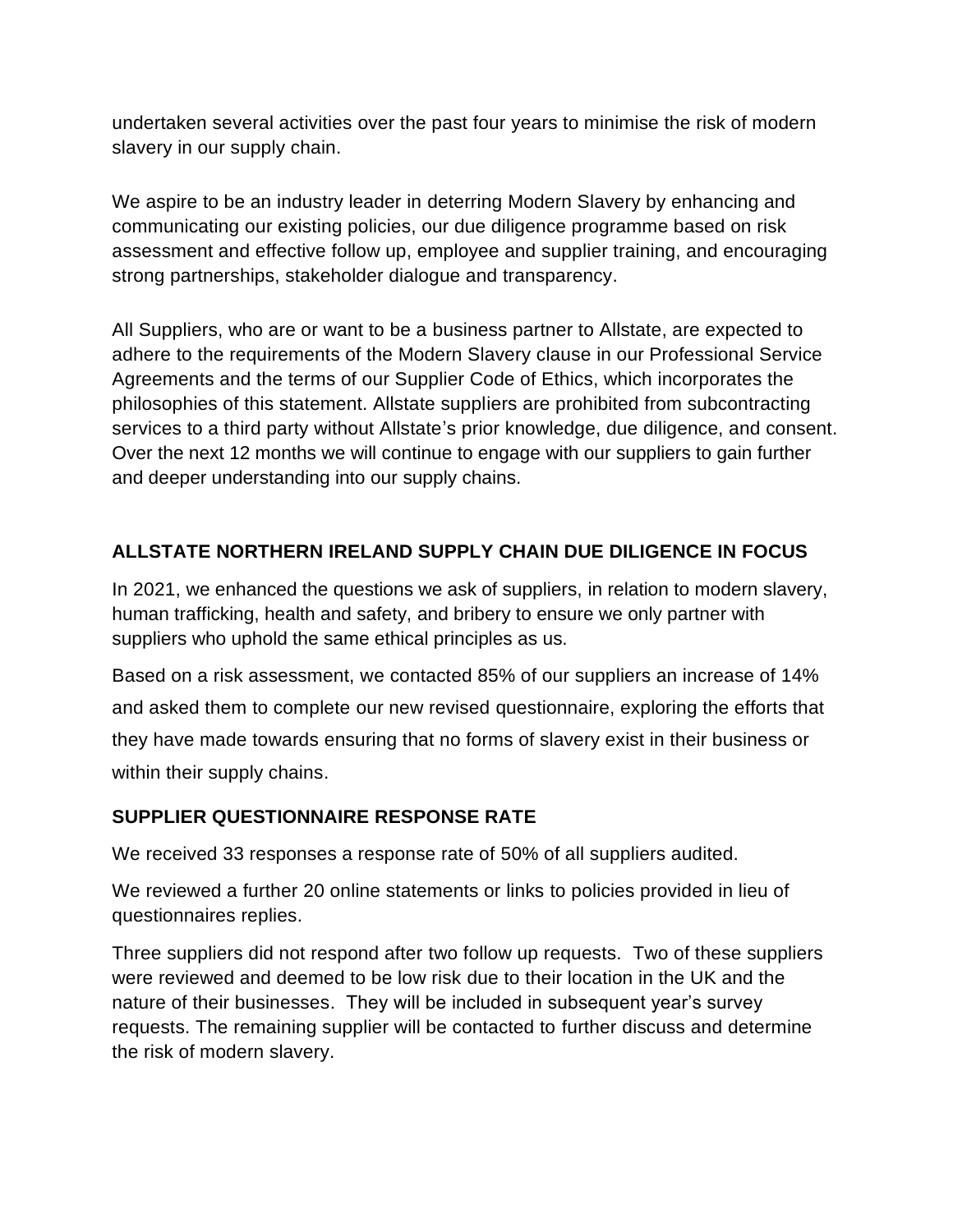undertaken several activities over the past four years to minimise the risk of modern slavery in our supply chain.

We aspire to be an industry leader in deterring Modern Slavery by enhancing and communicating our existing policies, our due diligence programme based on risk assessment and effective follow up, employee and supplier training, and encouraging strong partnerships, stakeholder dialogue and transparency.

All Suppliers, who are or want to be a business partner to Allstate, are expected to adhere to the requirements of the Modern Slavery clause in our Professional Service Agreements and the terms of our Supplier Code of Ethics, which incorporates the philosophies of this statement. Allstate suppliers are prohibited from subcontracting services to a third party without Allstate's prior knowledge, due diligence, and consent. Over the next 12 months we will continue to engage with our suppliers to gain further and deeper understanding into our supply chains.

## ALLSTATE NORTHERN IRELAND SUPPLY CHAIN DUE DILIGENCE IN FOCUS

In 2021, we enhanced the questions we ask of suppliers, in relation to modern slavery, human trafficking, health and safety, and bribery to ensure we only partner with suppliers who uphold the same ethical principles as us.

Based on a risk assessment, we contacted 85% of our suppliers an increase of 14% and asked them to complete our new revised questionnaire, exploring the efforts that they have made towards ensuring that no forms of slavery exist in their business or within their supply chains.

## SUPPLIER QUESTIONNAIRE RESPONSE RATE

We received 33 responses a response rate of 50% of all suppliers audited.

We reviewed a further 20 online statements or links to policies provided in lieu of questionnaires replies.

Three suppliers did not respond after two follow up requests. Two of these suppliers were reviewed and deemed to be low risk due to their location in the UK and the nature of their businesses. They will be included in subsequent year's survey requests. The remaining supplier will be contacted to further discuss and determine the risk of modern slavery.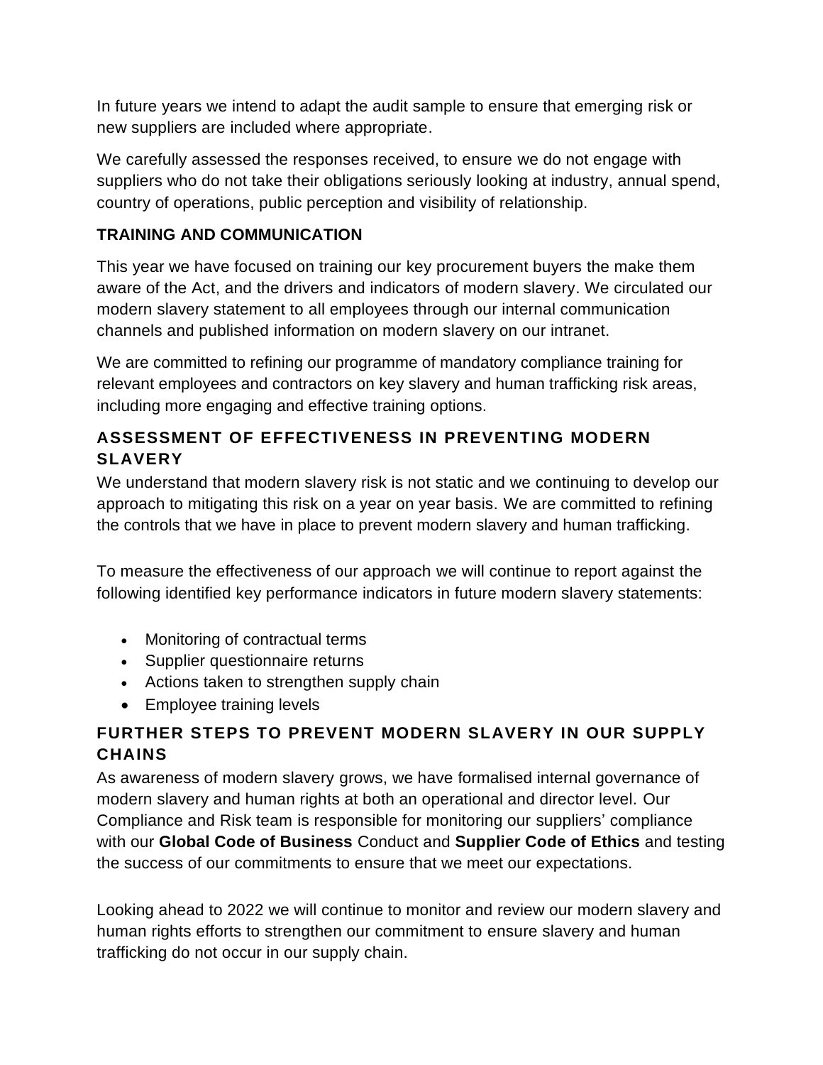In future years we intend to adapt the audit sample to ensure that emerging risk or new suppliers are included where appropriate.

We carefully assessed the responses received, to ensure we do not engage with suppliers who do not take their obligations seriously looking at industry, annual spend, country of operations, public perception and visibility of relationship.

## TRAINING AND COMMUNICATION

This year we have focused on training our key procurement buyers the make them aware of the Act, and the drivers and indicators of modern slavery. We circulated our modern slavery statement to all employees through our internal communication channels and published information on modern slavery on our intranet.

We are committed to refining our programme of mandatory compliance training for relevant employees and contractors on key slavery and human trafficking risk areas, including more engaging and effective training options.

## ASSESSMENT OF EFFECTIVENESS IN PREVENTING MODERN SLAVERY

We understand that modern slavery risk is not static and we continuing to develop our approach to mitigating this risk on a year on year basis. We are committed to refining the controls that we have in place to prevent modern slavery and human trafficking.

To measure the effectiveness of our approach we will continue to report against the following identified key performance indicators in future modern slavery statements:

- Monitoring of contractual terms
- Supplier questionnaire returns
- Actions taken to strengthen supply chain
- Employee training levels

## FURTHER STEPS TO PREVENT MODERN SLAVERY IN OUR SUPPLY CHAINS

As awareness of modern slavery grows, we have formalised internal governance of modern slavery and human rights at both an operational and director level. Our Compliance and Risk team is responsible for monitoring our suppliers' compliance with our **Global Code of Business** Conduct and **Supplier Code of Ethics** and testing the success of our commitments to ensure that we meet our expectations.

Looking ahead to 2022 we will continue to monitor and review our modern slavery and human rights efforts to strengthen our commitment to ensure slavery and human trafficking do not occur in our supply chain.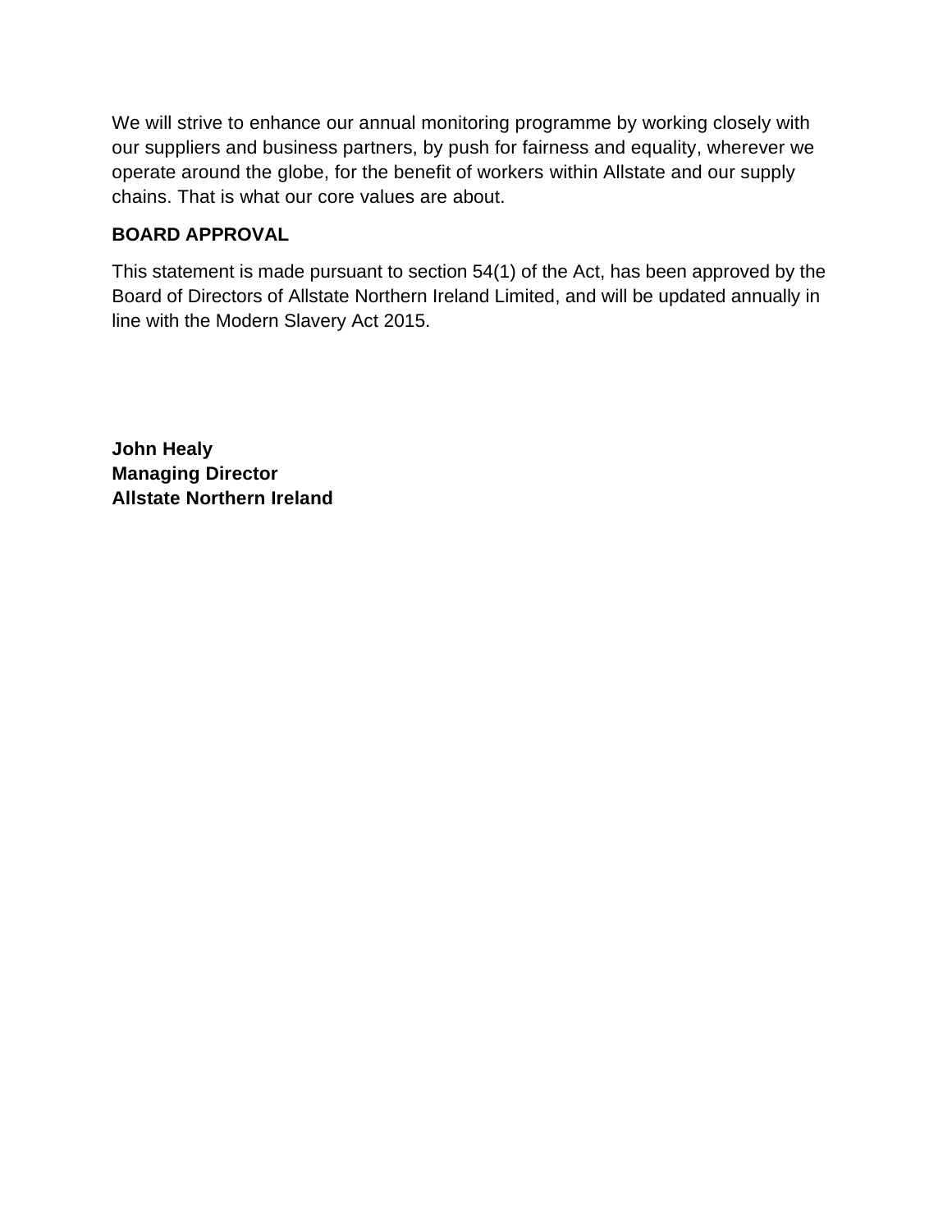We will strive to enhance our annual monitoring programme by working closely with our suppliers and business partners, by push for fairness and equality, wherever we operate around the globe, for the benefit of workers within Allstate and our supply chains. That is what our core values are about.

**BOARD APPROVAL**

This statement is made pursuant to section 54(1) of the Act, has been approved by the Board of Directors of Allstate Northern Ireland Limited, and will be updated annually in line with the Modern Slavery Act 2015.

**John Healy**
**Managing Director**
**Allstate Northern Ireland**